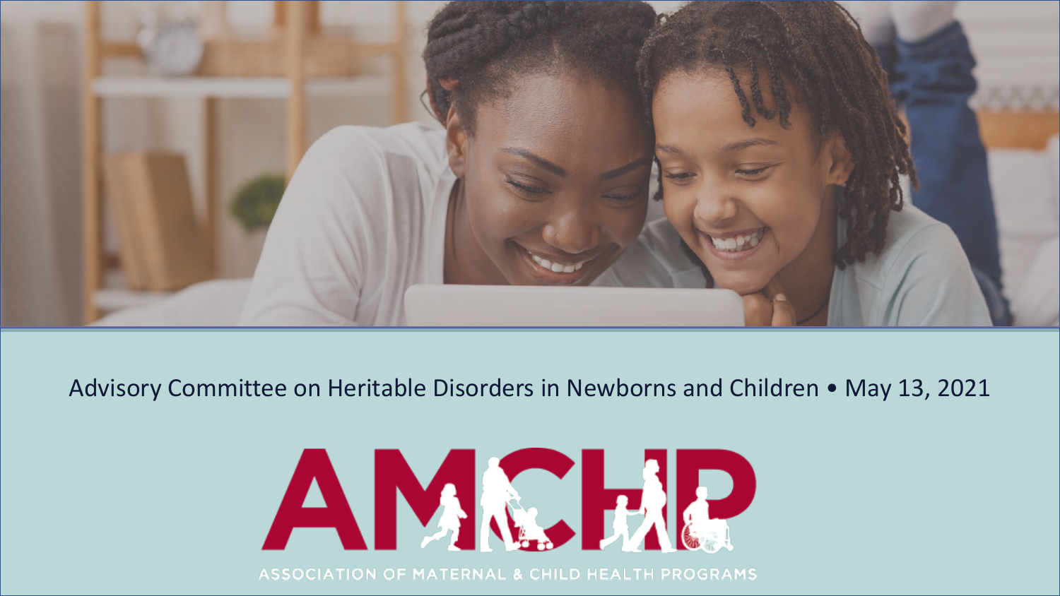Advisory Committee on Heritable Disorders in Newborns and Children • May 13, 2021

AMCHP

ASSOCIATION OF MATERNAL & CHILD HEALTH PROGRAMS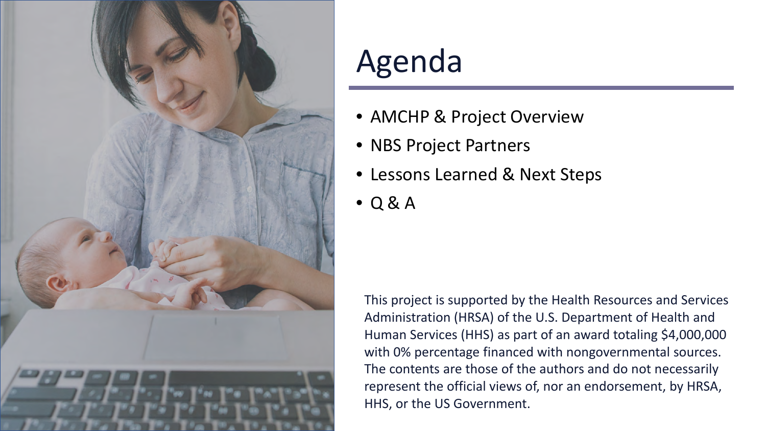# Agenda

- AMCHP & Project Overview
- NBS Project Partners
- Lessons Learned & Next Steps
- Q & A

This project is supported by the Health Resources and Services Administration (HRSA) of the U.S. Department of Health and Human Services (HHS) as part of an award totaling $4,000,000 with 0% percentage financed with nongovernmental sources. The contents are those of the authors and do not necessarily represent the official views of, nor an endorsement, by HRSA, HHS, or the US Government.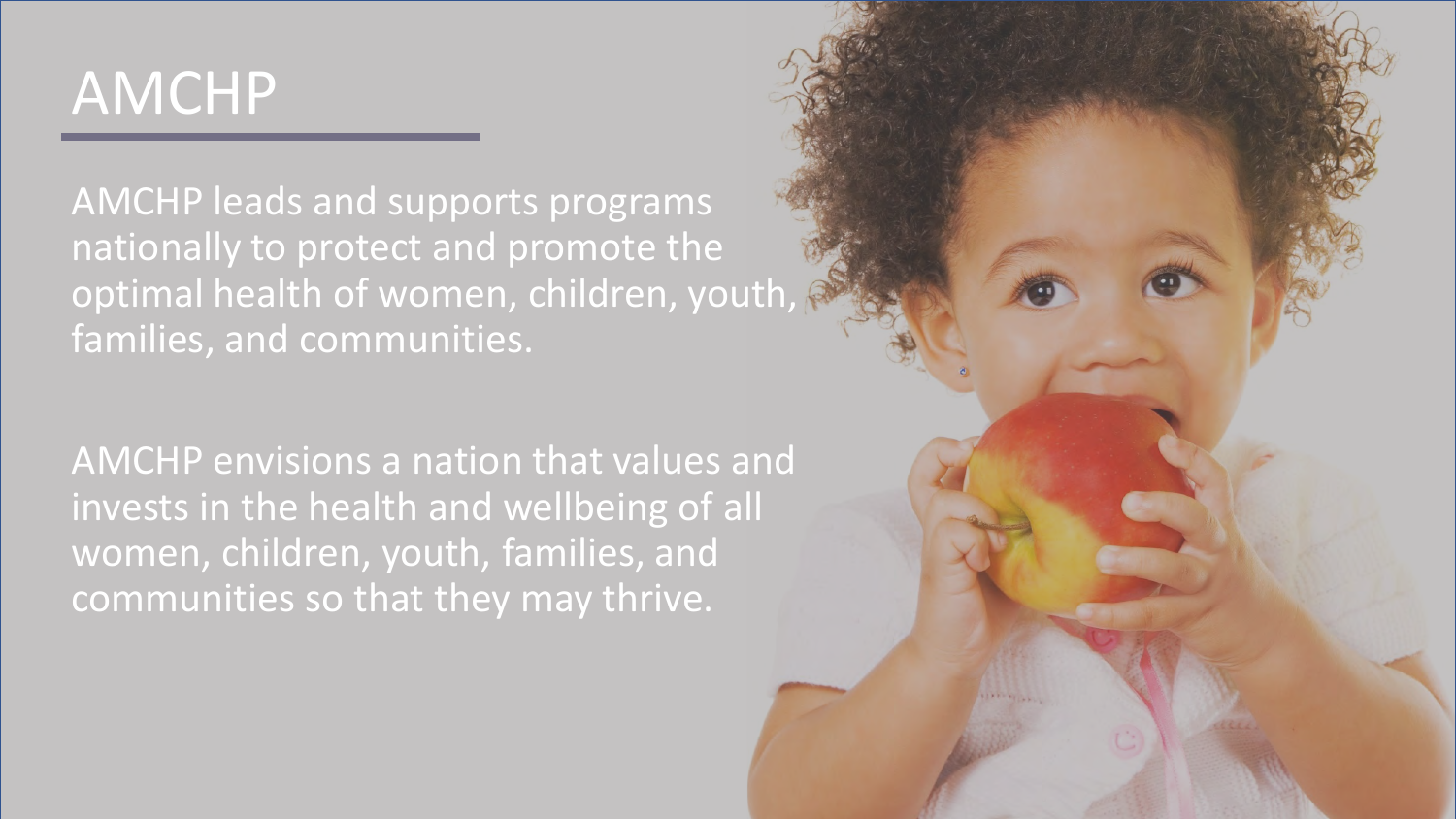# AMCHP

AMCHP leads and supports programs nationally to protect and promote the optimal health of women, children, youth, families, and communities.

AMCHP envisions a nation that values and invests in the health and wellbeing of all women, children, youth, families, and communities so that they may thrive.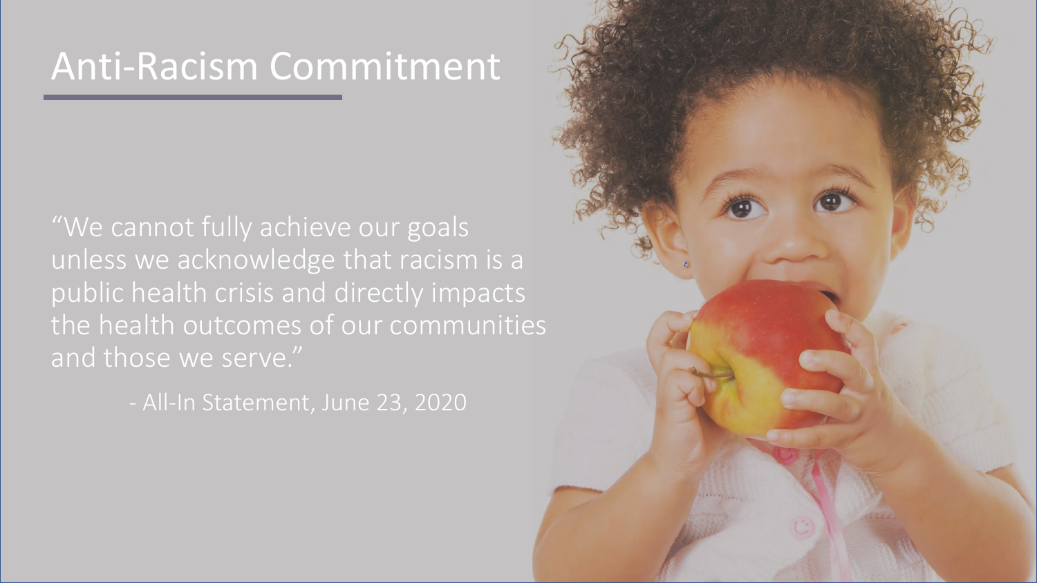# Anti-Racism Commitment

"We cannot fully achieve our goals unless we acknowledge that racism is a public health crisis and directly impacts the health outcomes of our communities and those we serve."

- All-In Statement, June 23, 2020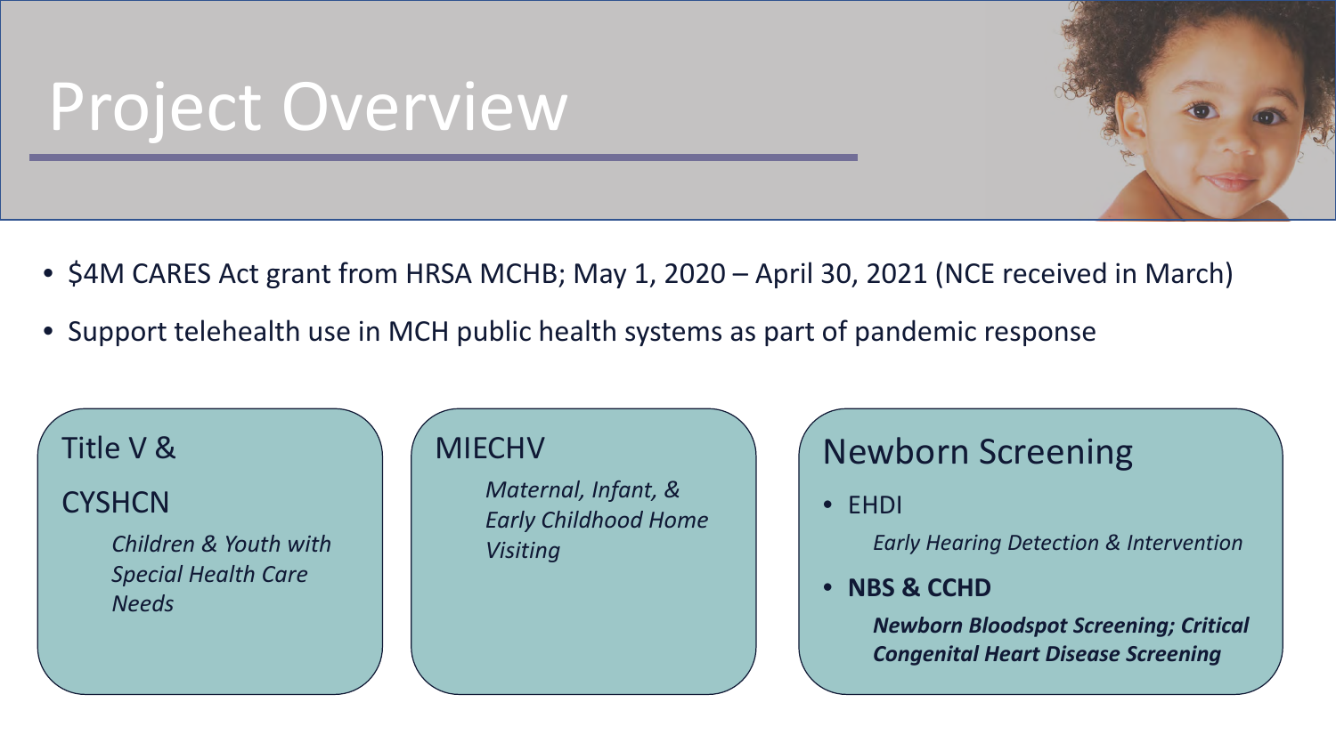# Project Overview

- $4M CARES Act grant from HRSA MCHB; May 1, 2020 – April 30, 2021 (NCE received in March)
- Support telehealth use in MCH public health systems as part of pandemic response

## Title V &

## CYSHCN

*Children & Youth with Special Health Care Needs*

## MIECHV

*Maternal, Infant, & Early Childhood Home Visiting*

## Newborn Screening

- EHDI

  *Early Hearing Detection & Intervention*

- **NBS & CCHD**

  ***Newborn Bloodspot Screening; Critical Congenital Heart Disease Screening***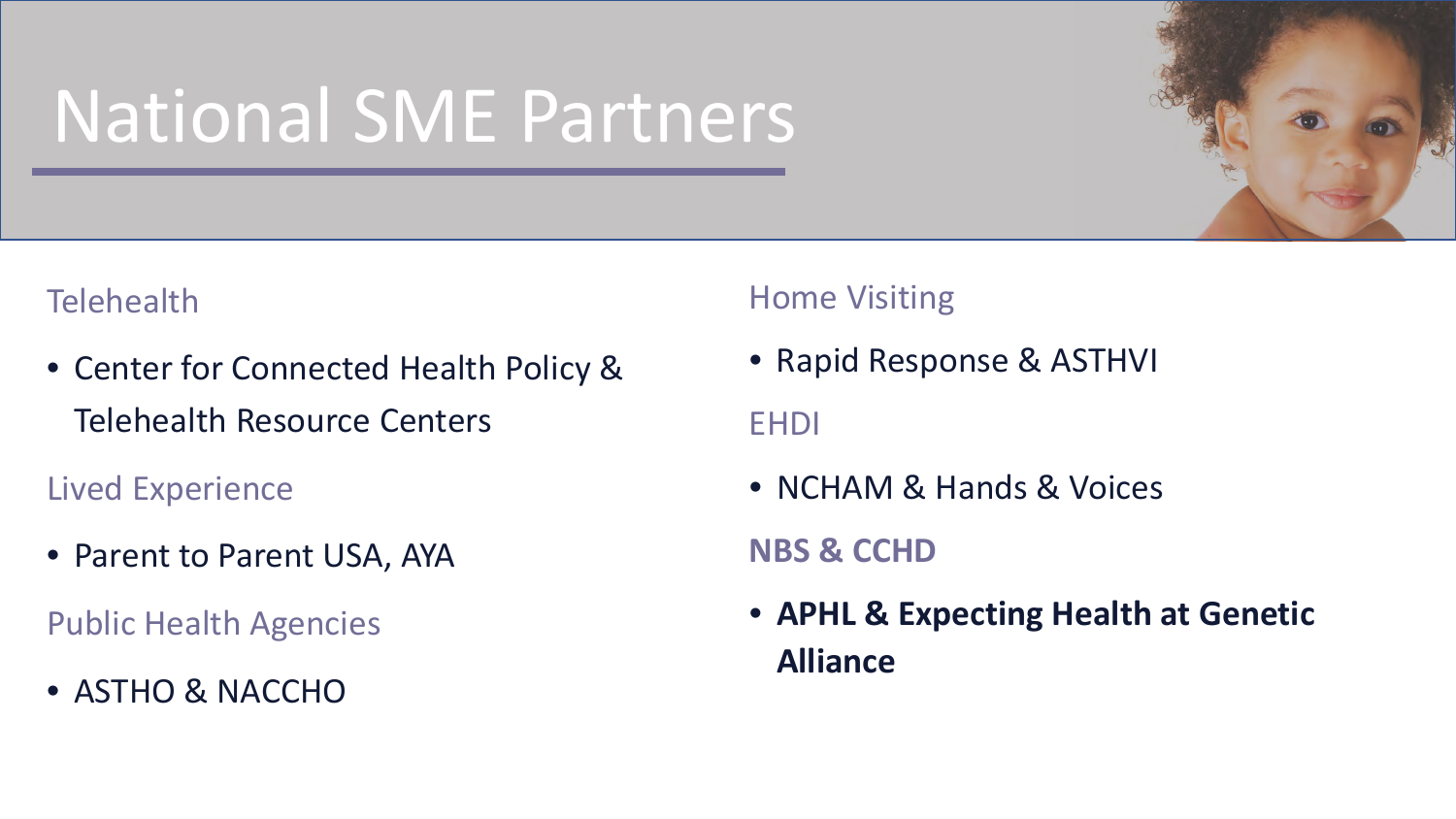# National SME Partners

### Telehealth

- Center for Connected Health Policy & Telehealth Resource Centers

### Lived Experience

- Parent to Parent USA, AYA

### Public Health Agencies

- ASTHO & NACCHO

### Home Visiting

- Rapid Response & ASTHVI

### EHDI

- NCHAM & Hands & Voices

### **NBS & CCHD**

- **APHL & Expecting Health at Genetic Alliance**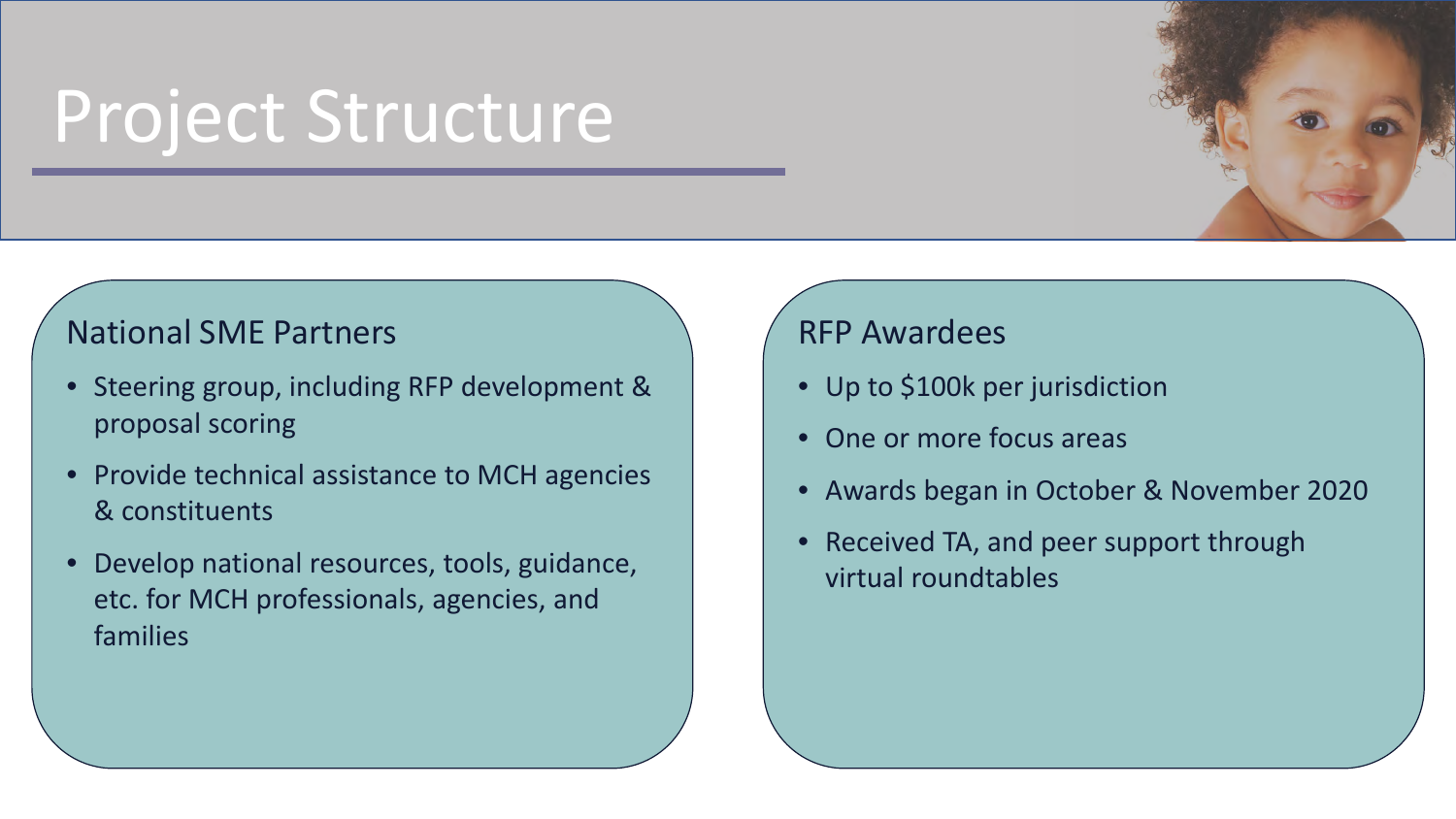# Project Structure

## National SME Partners

- Steering group, including RFP development & proposal scoring
- Provide technical assistance to MCH agencies & constituents
- Develop national resources, tools, guidance, etc. for MCH professionals, agencies, and families

## RFP Awardees

- Up to $100k per jurisdiction
- One or more focus areas
- Awards began in October & November 2020
- Received TA, and peer support through virtual roundtables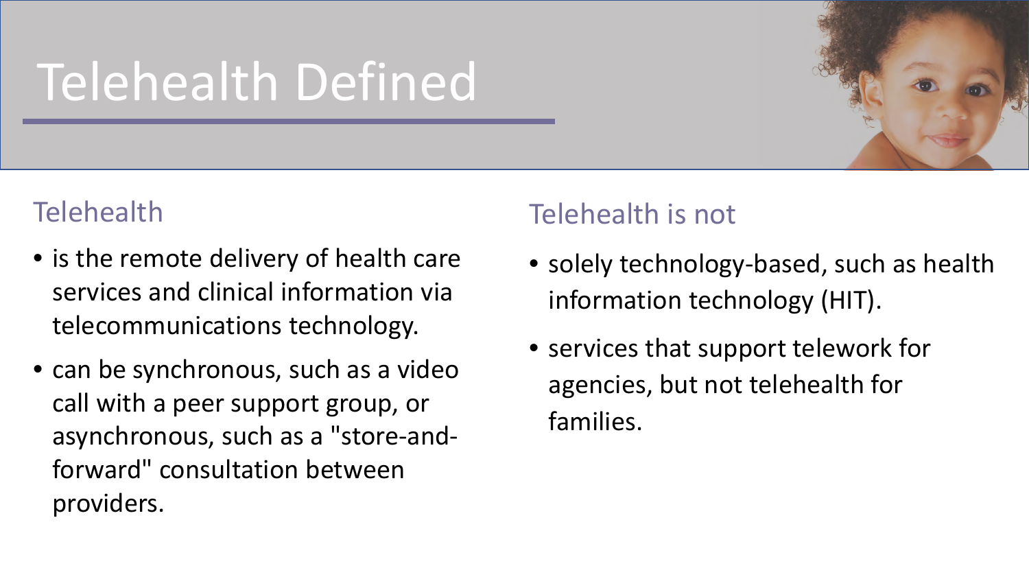# Telehealth Defined

## Telehealth

- is the remote delivery of health care services and clinical information via telecommunications technology.
- can be synchronous, such as a video call with a peer support group, or asynchronous, such as a "store-and-forward" consultation between providers.

## Telehealth is not

- solely technology-based, such as health information technology (HIT).
- services that support telework for agencies, but not telehealth for families.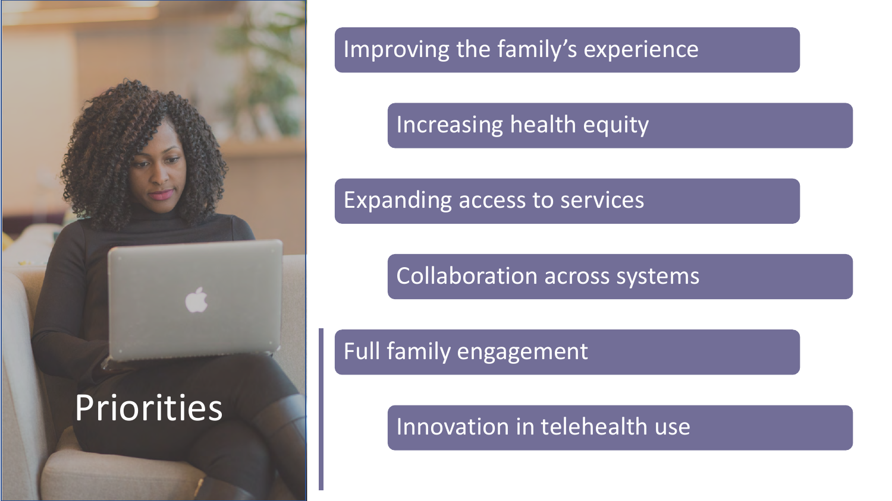# Priorities

- Improving the family's experience
- Increasing health equity
- Expanding access to services
- Collaboration across systems
- Full family engagement
- Innovation in telehealth use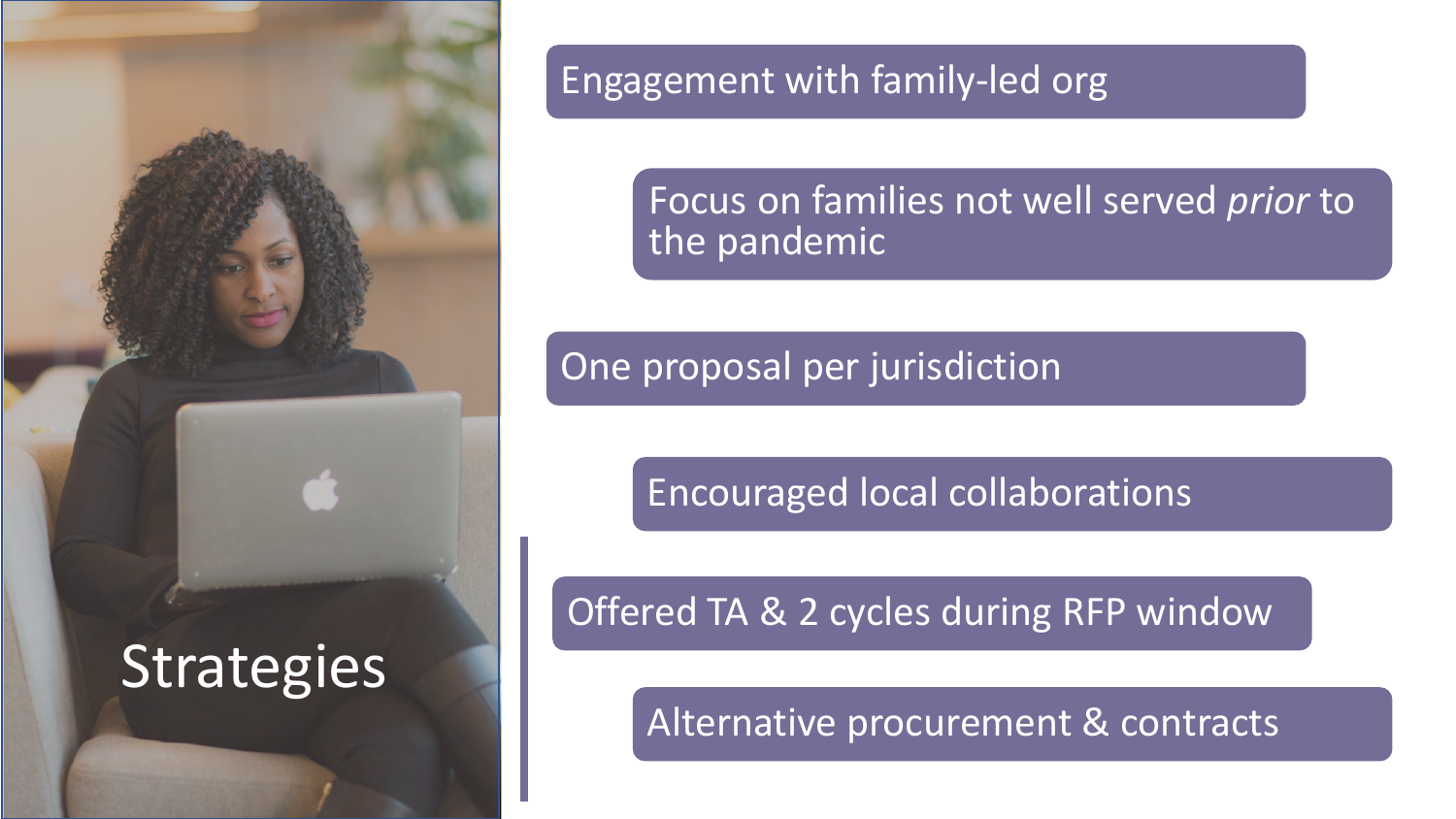# Strategies

- Engagement with family-led org
- Focus on families not well served *prior* to the pandemic
- One proposal per jurisdiction
- Encouraged local collaborations
- Offered TA & 2 cycles during RFP window
- Alternative procurement & contracts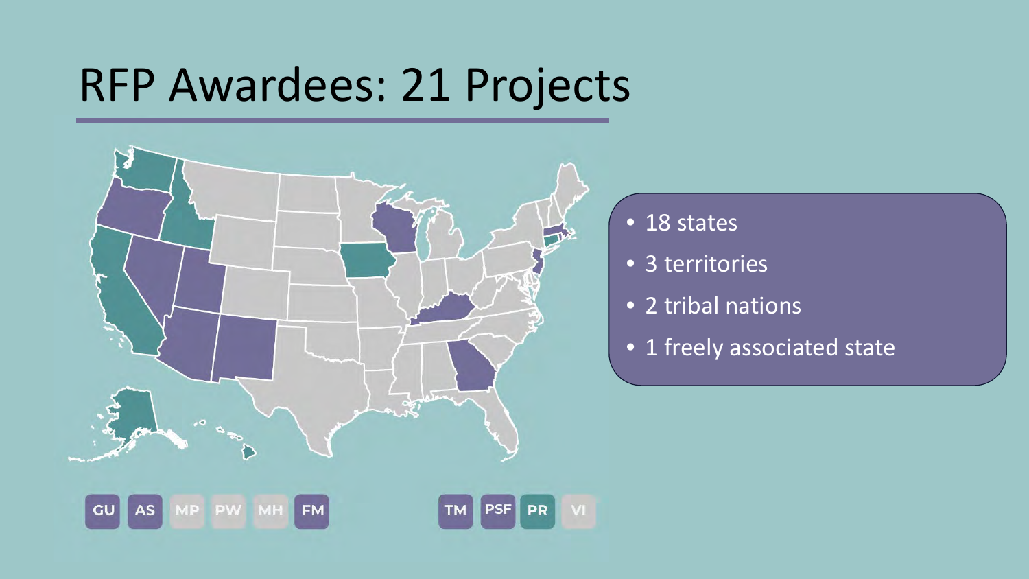# RFP Awardees: 21 Projects

- 18 states
- 3 territories
- 2 tribal nations
- 1 freely associated state

GU AS MP PW MH FM

TM PSF PR VI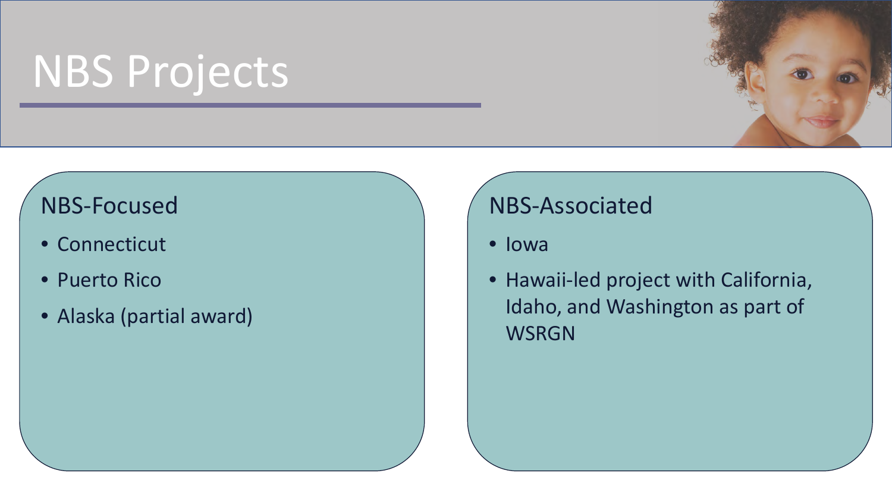# NBS Projects

## NBS-Focused

- Connecticut
- Puerto Rico
- Alaska (partial award)

## NBS-Associated

- Iowa
- Hawaii-led project with California, Idaho, and Washington as part of WSRGN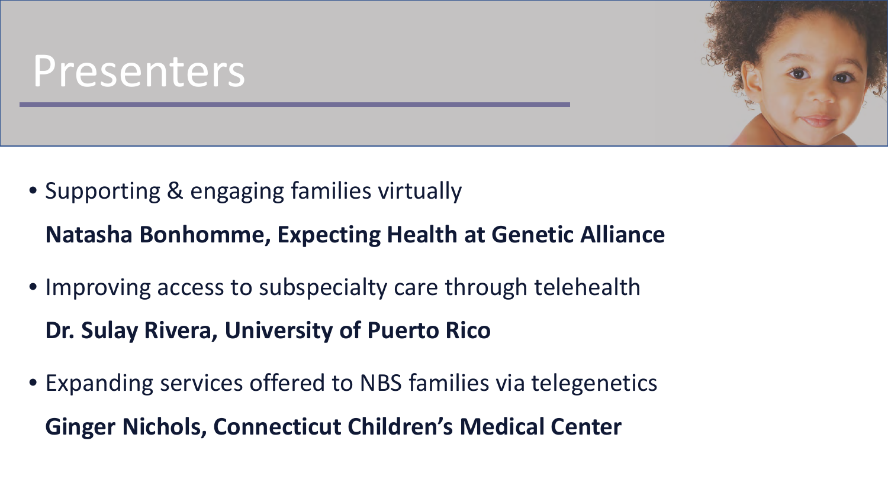# Presenters

- Supporting & engaging families virtually

  **Natasha Bonhomme, Expecting Health at Genetic Alliance**

- Improving access to subspecialty care through telehealth

  **Dr. Sulay Rivera, University of Puerto Rico**

- Expanding services offered to NBS families via telegenetics

  **Ginger Nichols, Connecticut Children's Medical Center**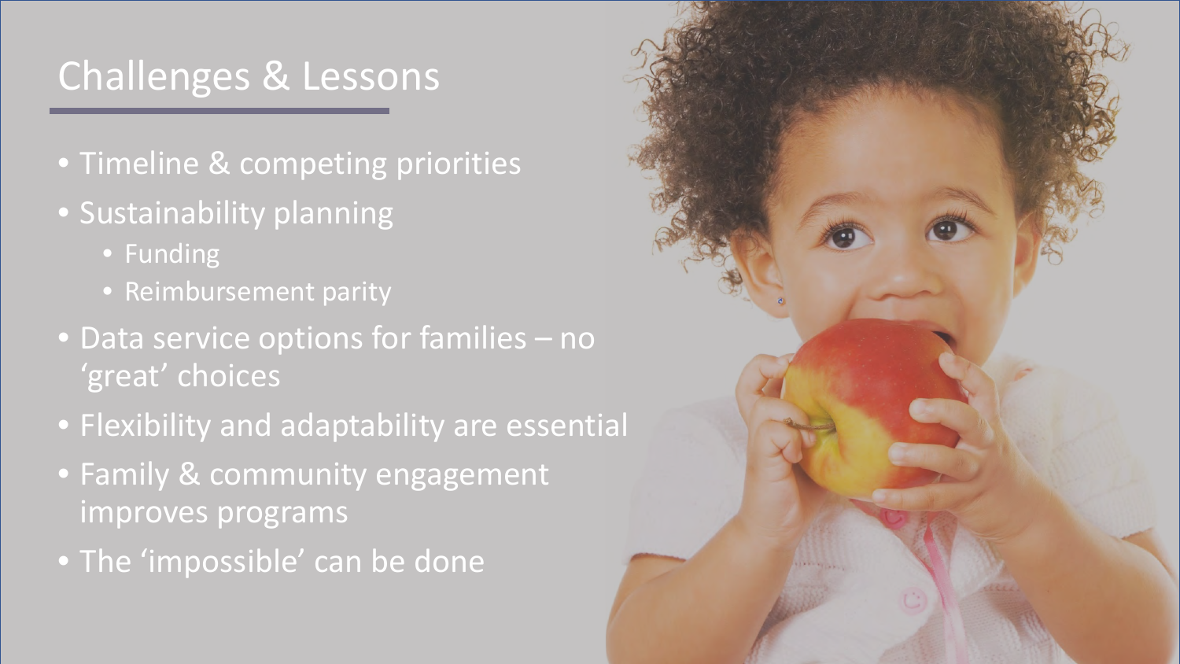## Challenges & Lessons

- Timeline & competing priorities
- Sustainability planning
  - Funding
  - Reimbursement parity
- Data service options for families – no 'great' choices
- Flexibility and adaptability are essential
- Family & community engagement improves programs
- The 'impossible' can be done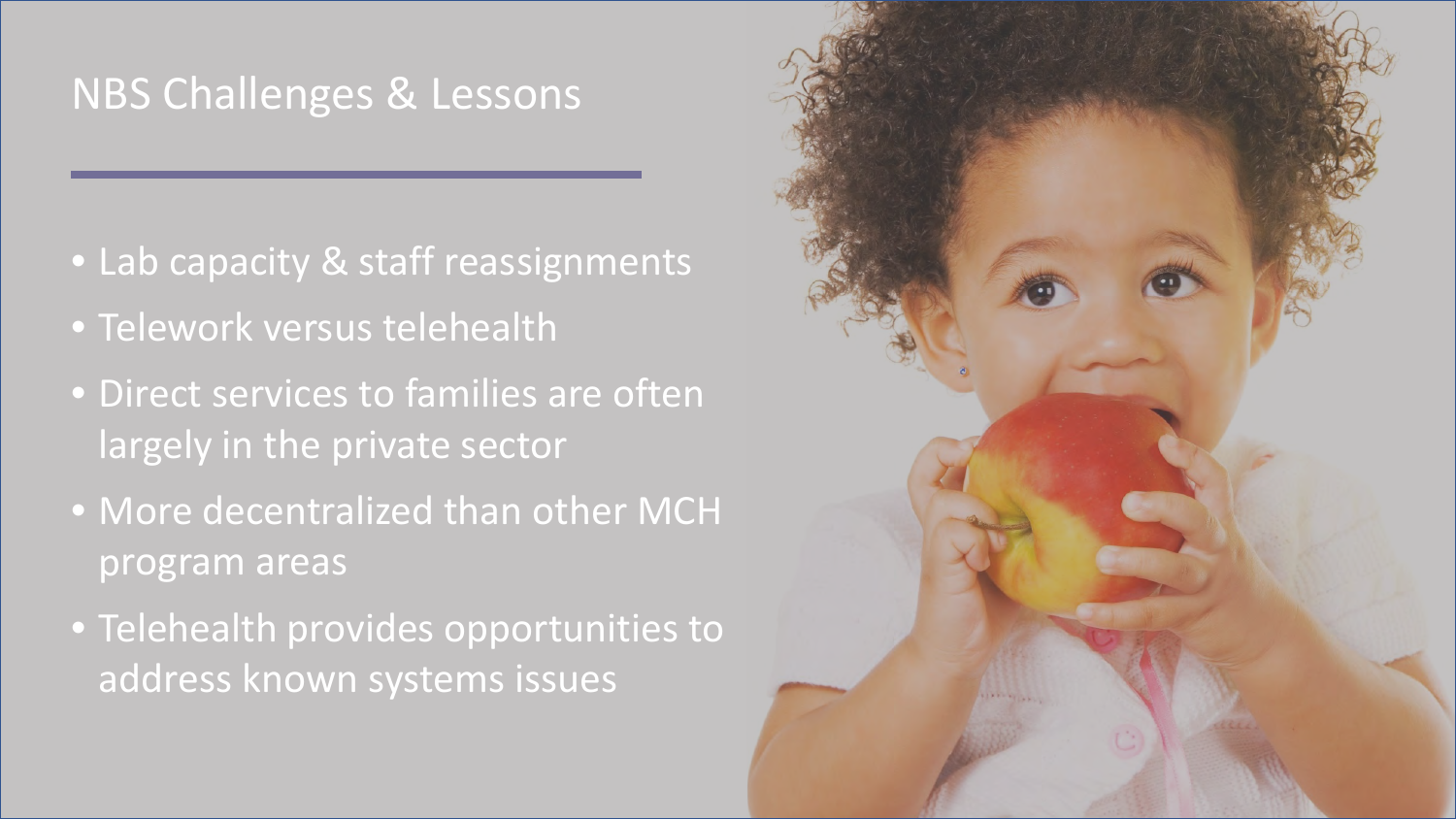## NBS Challenges & Lessons

- Lab capacity & staff reassignments
- Telework versus telehealth
- Direct services to families are often largely in the private sector
- More decentralized than other MCH program areas
- Telehealth provides opportunities to address known systems issues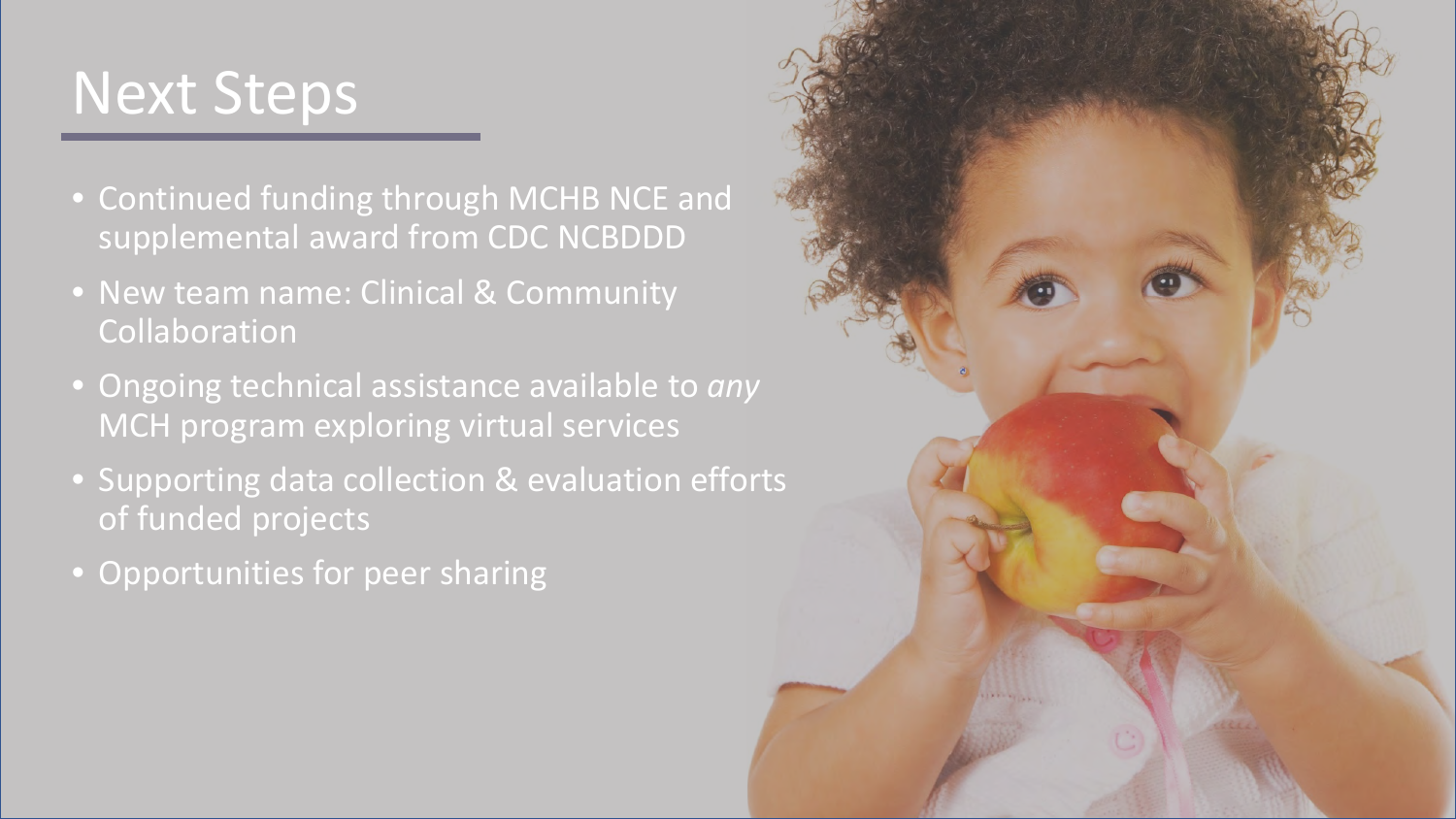# Next Steps

- Continued funding through MCHB NCE and supplemental award from CDC NCBDDD
- New team name: Clinical & Community Collaboration
- Ongoing technical assistance available to *any* MCH program exploring virtual services
- Supporting data collection & evaluation efforts of funded projects
- Opportunities for peer sharing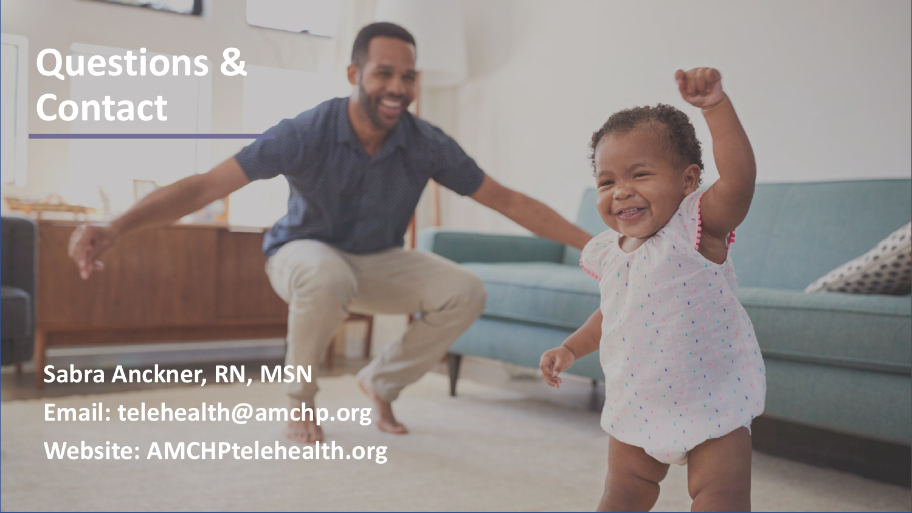# Questions & Contact

**Sabra Anckner, RN, MSN**

**Email: telehealth@amchp.org**

**Website: AMCHPtelehealth.org**